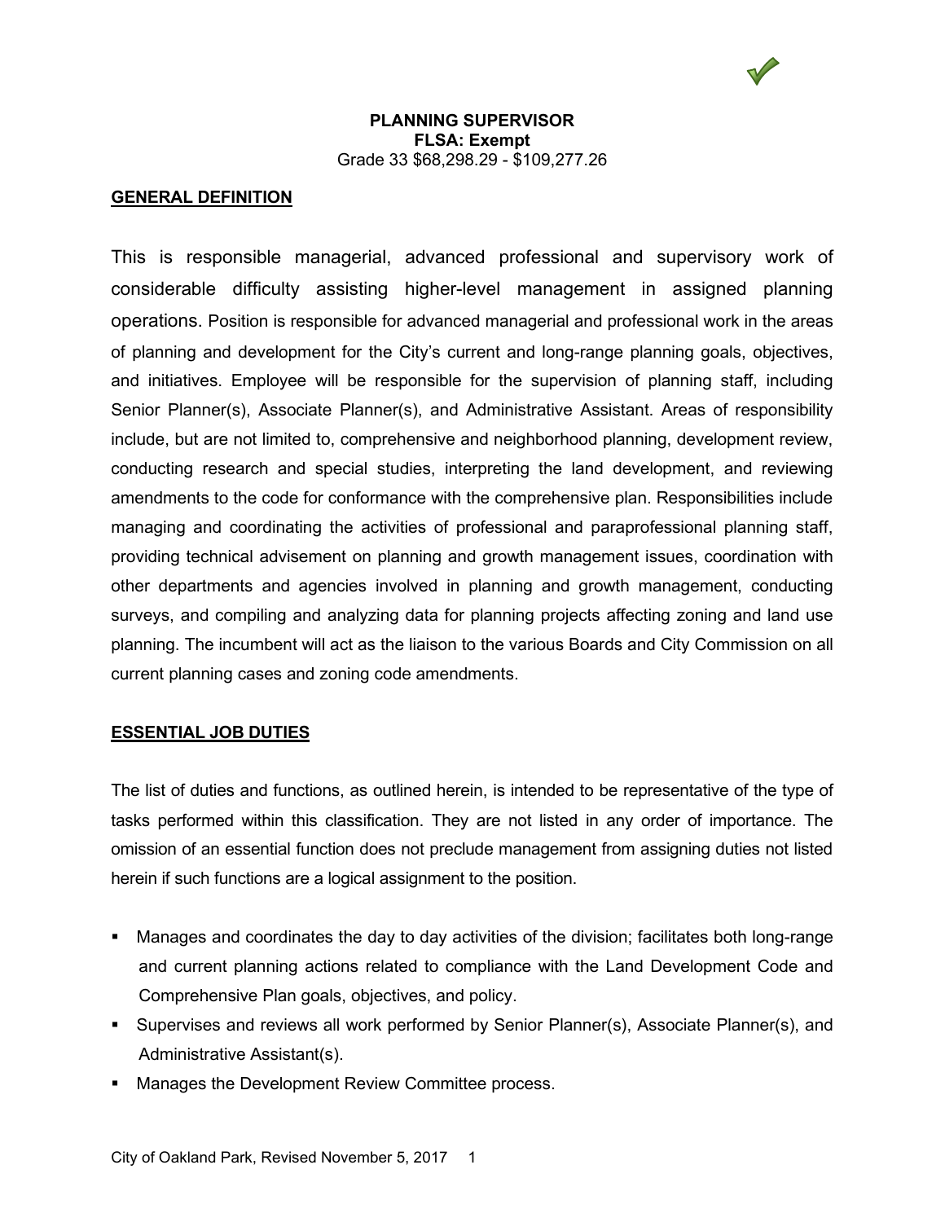**PLANNING SUPERVISOR**
**FLSA: Exempt**
Grade 33 $68,298.29 - $109,277.26

## GENERAL DEFINITION

This is responsible managerial, advanced professional and supervisory work of considerable difficulty assisting higher-level management in assigned planning operations. Position is responsible for advanced managerial and professional work in the areas of planning and development for the City's current and long-range planning goals, objectives, and initiatives. Employee will be responsible for the supervision of planning staff, including Senior Planner(s), Associate Planner(s), and Administrative Assistant. Areas of responsibility include, but are not limited to, comprehensive and neighborhood planning, development review, conducting research and special studies, interpreting the land development, and reviewing amendments to the code for conformance with the comprehensive plan. Responsibilities include managing and coordinating the activities of professional and paraprofessional planning staff, providing technical advisement on planning and growth management issues, coordination with other departments and agencies involved in planning and growth management, conducting surveys, and compiling and analyzing data for planning projects affecting zoning and land use planning. The incumbent will act as the liaison to the various Boards and City Commission on all current planning cases and zoning code amendments.

## ESSENTIAL JOB DUTIES

The list of duties and functions, as outlined herein, is intended to be representative of the type of tasks performed within this classification. They are not listed in any order of importance. The omission of an essential function does not preclude management from assigning duties not listed herein if such functions are a logical assignment to the position.

- Manages and coordinates the day to day activities of the division; facilitates both long-range and current planning actions related to compliance with the Land Development Code and Comprehensive Plan goals, objectives, and policy.
- Supervises and reviews all work performed by Senior Planner(s), Associate Planner(s), and Administrative Assistant(s).
- Manages the Development Review Committee process.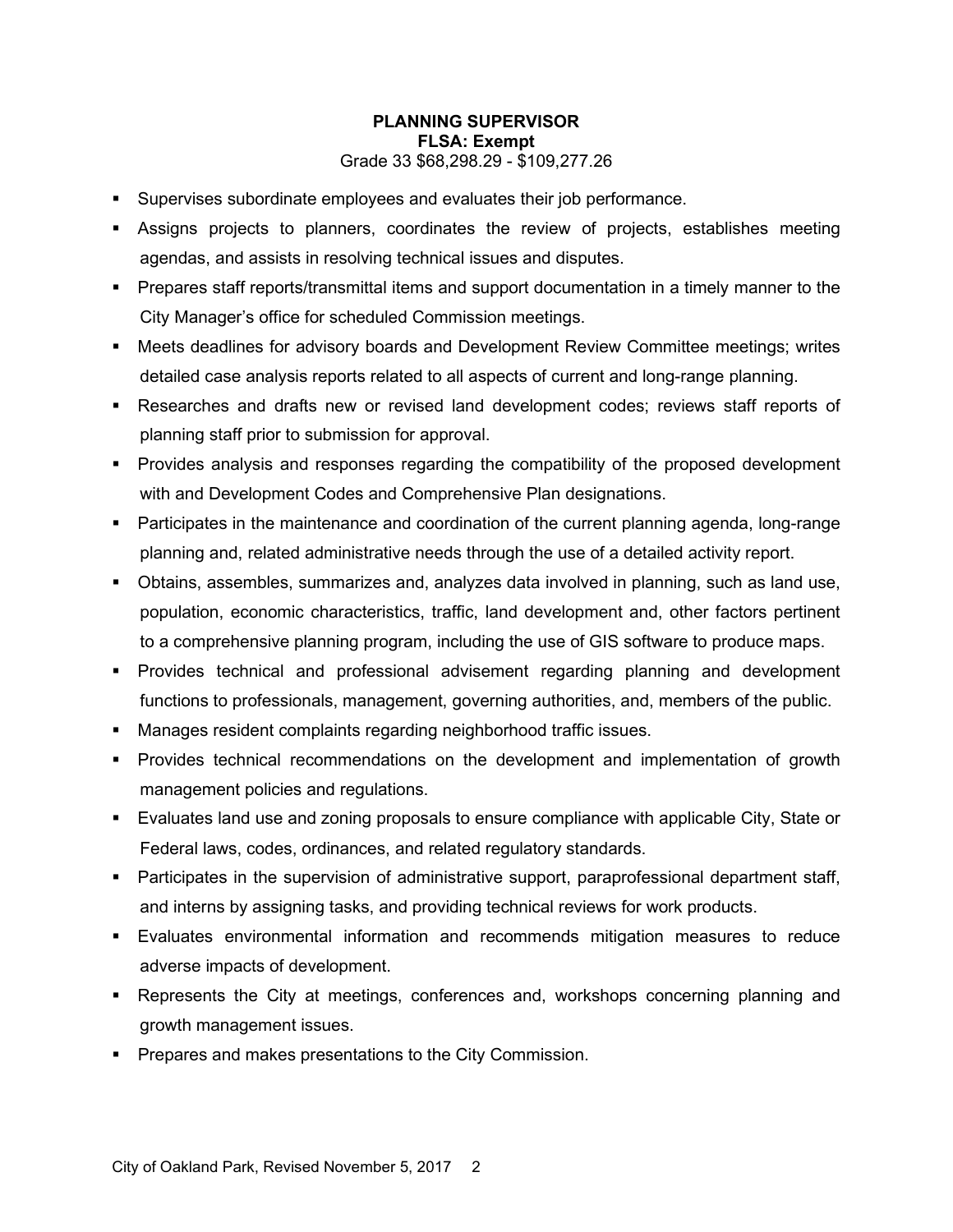**PLANNING SUPERVISOR**
**FLSA: Exempt**
Grade 33 $68,298.29 - $109,277.26

- Supervises subordinate employees and evaluates their job performance.
- Assigns projects to planners, coordinates the review of projects, establishes meeting agendas, and assists in resolving technical issues and disputes.
- Prepares staff reports/transmittal items and support documentation in a timely manner to the City Manager's office for scheduled Commission meetings.
- Meets deadlines for advisory boards and Development Review Committee meetings; writes detailed case analysis reports related to all aspects of current and long-range planning.
- Researches and drafts new or revised land development codes; reviews staff reports of planning staff prior to submission for approval.
- Provides analysis and responses regarding the compatibility of the proposed development with and Development Codes and Comprehensive Plan designations.
- Participates in the maintenance and coordination of the current planning agenda, long-range planning and, related administrative needs through the use of a detailed activity report.
- Obtains, assembles, summarizes and, analyzes data involved in planning, such as land use, population, economic characteristics, traffic, land development and, other factors pertinent to a comprehensive planning program, including the use of GIS software to produce maps.
- Provides technical and professional advisement regarding planning and development functions to professionals, management, governing authorities, and, members of the public.
- Manages resident complaints regarding neighborhood traffic issues.
- Provides technical recommendations on the development and implementation of growth management policies and regulations.
- Evaluates land use and zoning proposals to ensure compliance with applicable City, State or Federal laws, codes, ordinances, and related regulatory standards.
- Participates in the supervision of administrative support, paraprofessional department staff, and interns by assigning tasks, and providing technical reviews for work products.
- Evaluates environmental information and recommends mitigation measures to reduce adverse impacts of development.
- Represents the City at meetings, conferences and, workshops concerning planning and growth management issues.
- Prepares and makes presentations to the City Commission.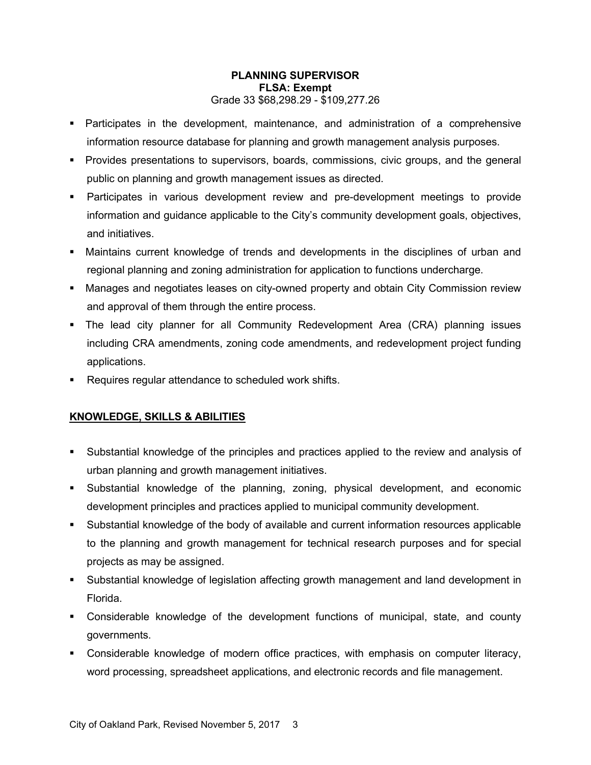**PLANNING SUPERVISOR**
**FLSA: Exempt**
Grade 33 $68,298.29 - $109,277.26

- Participates in the development, maintenance, and administration of a comprehensive information resource database for planning and growth management analysis purposes.
- Provides presentations to supervisors, boards, commissions, civic groups, and the general public on planning and growth management issues as directed.
- Participates in various development review and pre-development meetings to provide information and guidance applicable to the City's community development goals, objectives, and initiatives.
- Maintains current knowledge of trends and developments in the disciplines of urban and regional planning and zoning administration for application to functions undercharge.
- Manages and negotiates leases on city-owned property and obtain City Commission review and approval of them through the entire process.
- The lead city planner for all Community Redevelopment Area (CRA) planning issues including CRA amendments, zoning code amendments, and redevelopment project funding applications.
- Requires regular attendance to scheduled work shifts.

## KNOWLEDGE, SKILLS & ABILITIES

- Substantial knowledge of the principles and practices applied to the review and analysis of urban planning and growth management initiatives.
- Substantial knowledge of the planning, zoning, physical development, and economic development principles and practices applied to municipal community development.
- Substantial knowledge of the body of available and current information resources applicable to the planning and growth management for technical research purposes and for special projects as may be assigned.
- Substantial knowledge of legislation affecting growth management and land development in Florida.
- Considerable knowledge of the development functions of municipal, state, and county governments.
- Considerable knowledge of modern office practices, with emphasis on computer literacy, word processing, spreadsheet applications, and electronic records and file management.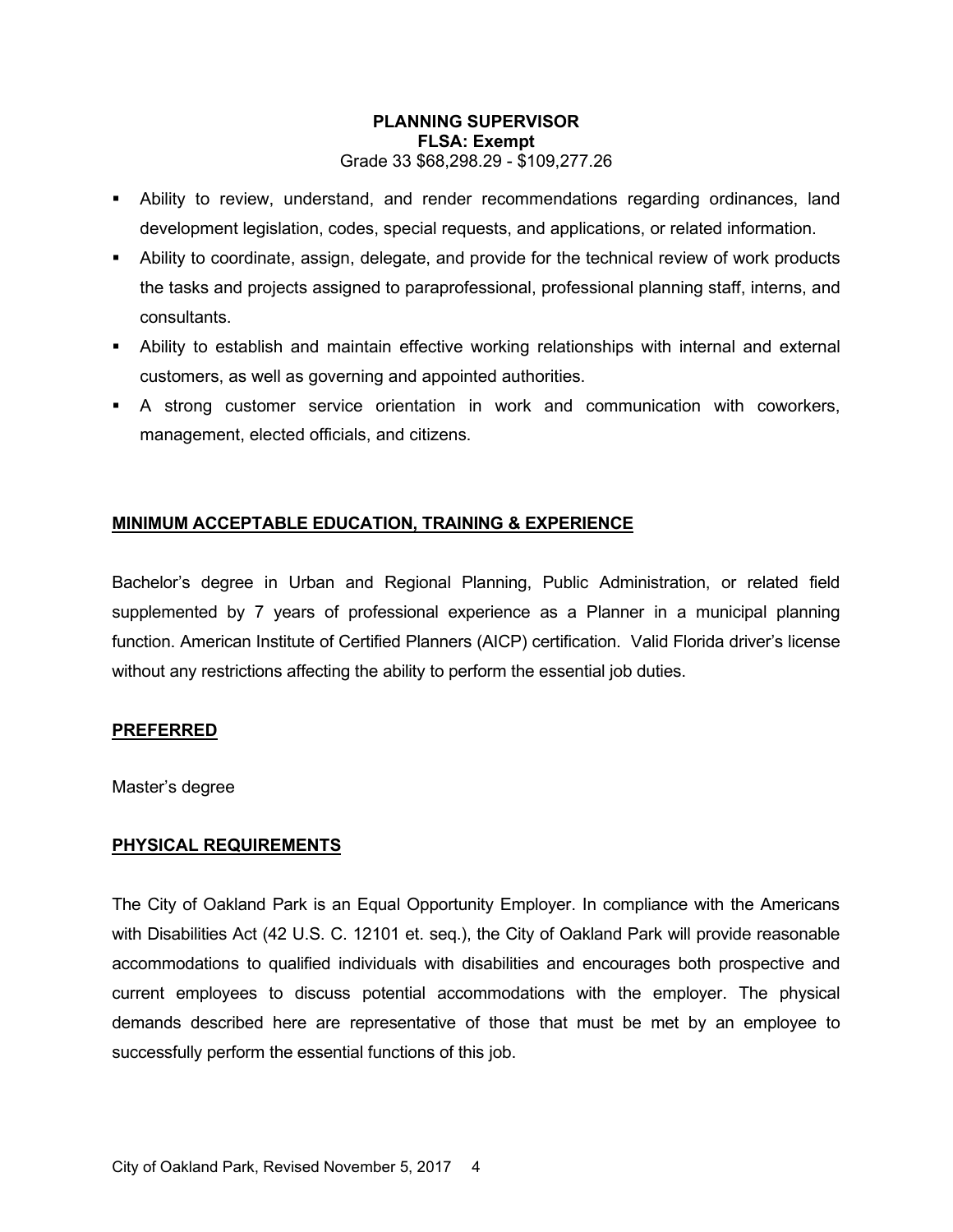**PLANNING SUPERVISOR**
**FLSA: Exempt**
Grade 33 $68,298.29 - $109,277.26

- Ability to review, understand, and render recommendations regarding ordinances, land development legislation, codes, special requests, and applications, or related information.
- Ability to coordinate, assign, delegate, and provide for the technical review of work products the tasks and projects assigned to paraprofessional, professional planning staff, interns, and consultants.
- Ability to establish and maintain effective working relationships with internal and external customers, as well as governing and appointed authorities.
- A strong customer service orientation in work and communication with coworkers, management, elected officials, and citizens.

## MINIMUM ACCEPTABLE EDUCATION, TRAINING & EXPERIENCE

Bachelor's degree in Urban and Regional Planning, Public Administration, or related field supplemented by 7 years of professional experience as a Planner in a municipal planning function. American Institute of Certified Planners (AICP) certification. Valid Florida driver's license without any restrictions affecting the ability to perform the essential job duties.

## PREFERRED

Master's degree

## PHYSICAL REQUIREMENTS

The City of Oakland Park is an Equal Opportunity Employer. In compliance with the Americans with Disabilities Act (42 U.S. C. 12101 et. seq.), the City of Oakland Park will provide reasonable accommodations to qualified individuals with disabilities and encourages both prospective and current employees to discuss potential accommodations with the employer. The physical demands described here are representative of those that must be met by an employee to successfully perform the essential functions of this job.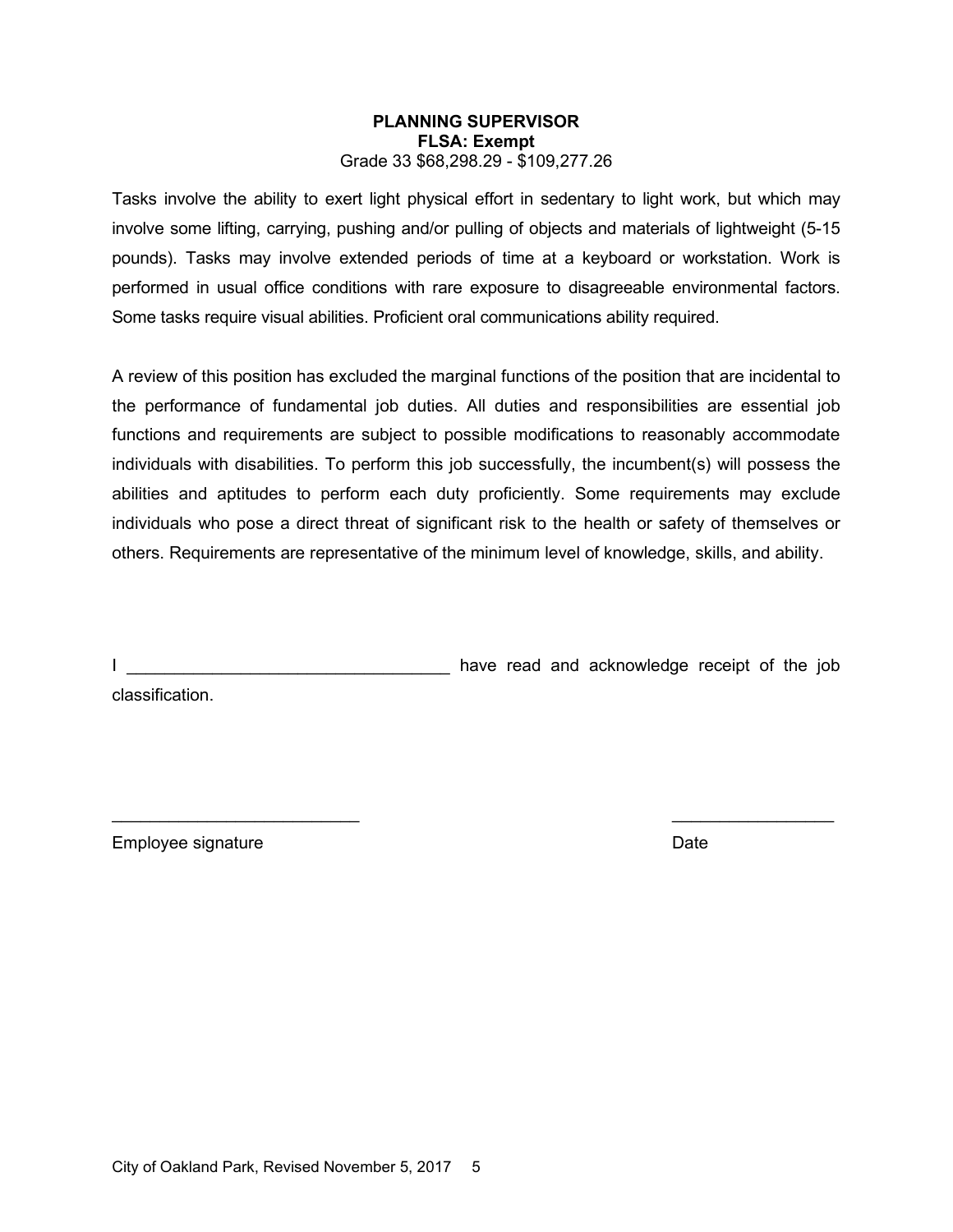**PLANNING SUPERVISOR**
**FLSA: Exempt**
Grade 33 $68,298.29 - $109,277.26

Tasks involve the ability to exert light physical effort in sedentary to light work, but which may involve some lifting, carrying, pushing and/or pulling of objects and materials of lightweight (5-15 pounds). Tasks may involve extended periods of time at a keyboard or workstation. Work is performed in usual office conditions with rare exposure to disagreeable environmental factors. Some tasks require visual abilities. Proficient oral communications ability required.

A review of this position has excluded the marginal functions of the position that are incidental to the performance of fundamental job duties. All duties and responsibilities are essential job functions and requirements are subject to possible modifications to reasonably accommodate individuals with disabilities. To perform this job successfully, the incumbent(s) will possess the abilities and aptitudes to perform each duty proficiently. Some requirements may exclude individuals who pose a direct threat of significant risk to the health or safety of themselves or others. Requirements are representative of the minimum level of knowledge, skills, and ability.

I ________________________________ have read and acknowledge receipt of the job classification.

__________________________ 　　　　　　　　　　　　　　 _________________

Employee signature　　　　　　　　　　　　　　　　　　　　 Date